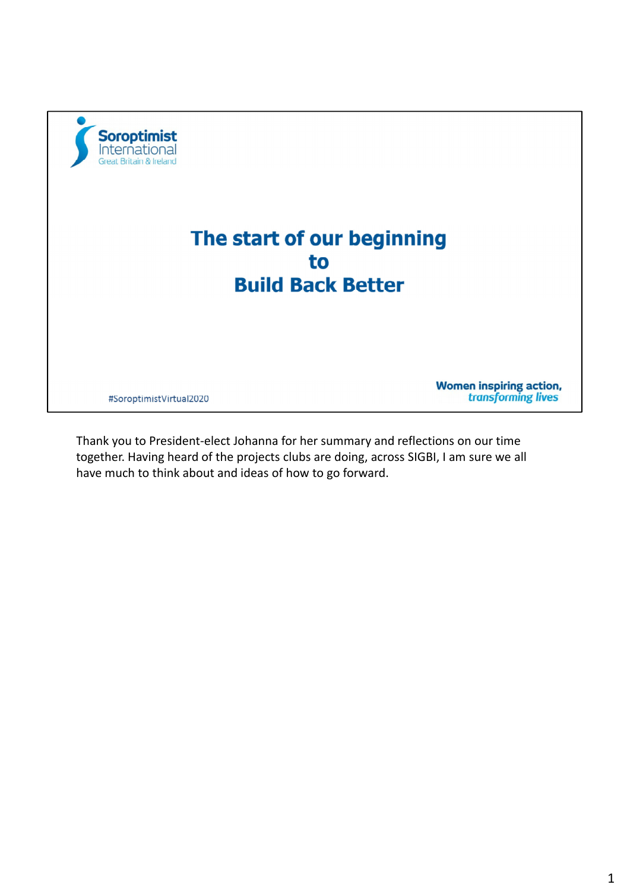Soroptimist International Great Britain & Ireland

# The start of our beginning to Build Back Better

#SoroptimistVirtual2020

**Women inspiring action,** ***transforming lives***

Thank you to President-elect Johanna for her summary and reflections on our time together. Having heard of the projects clubs are doing, across SIGBI, I am sure we all have much to think about and ideas of how to go forward.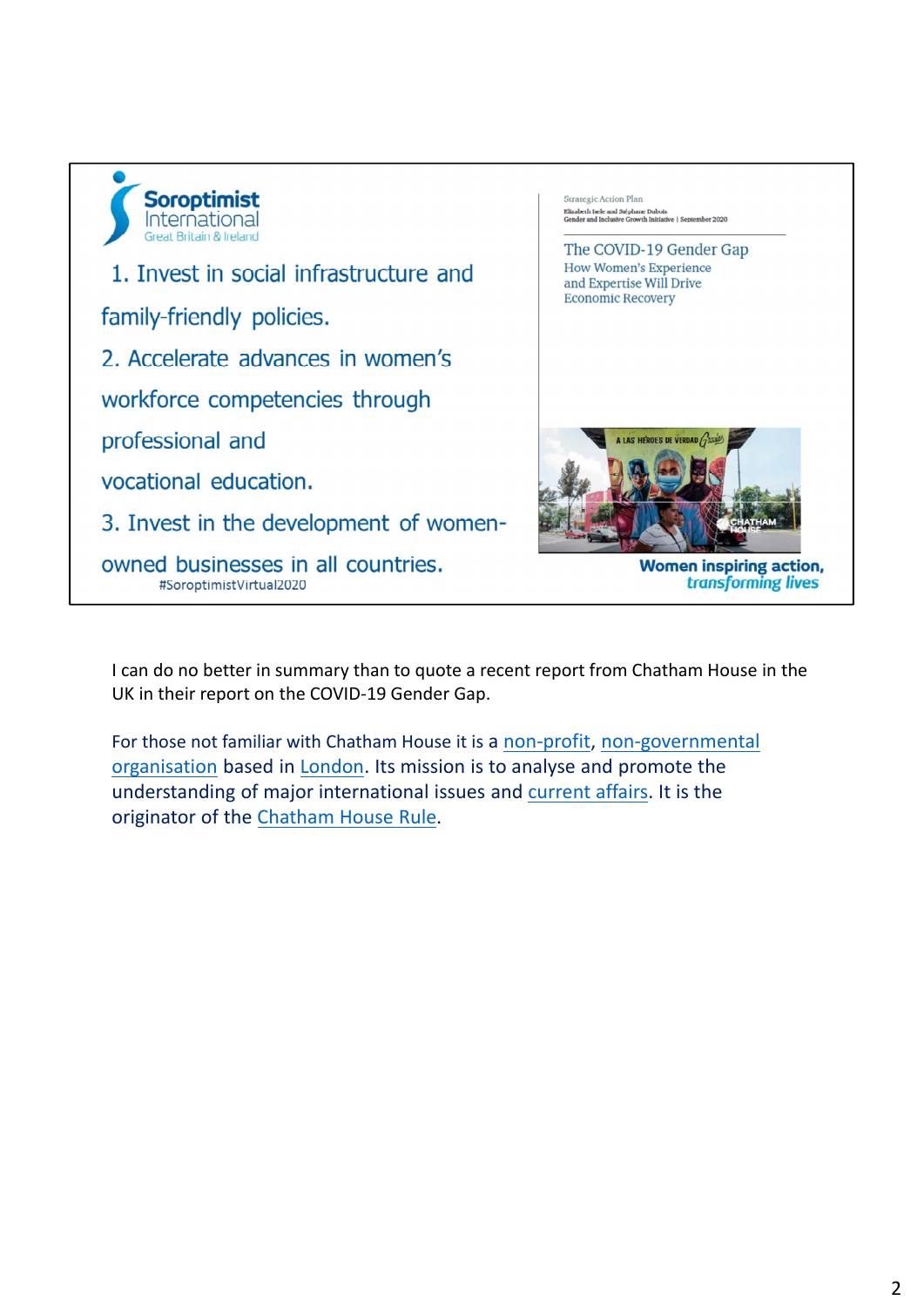Soroptimist International Great Britain & Ireland

1. Invest in social infrastructure and family-friendly policies.
2. Accelerate advances in women's workforce competencies through professional and vocational education.
3. Invest in the development of women-owned businesses in all countries.

#SoroptimistVirtual2020

Strategic Action Plan
Elizabeth Isele and Stéphane Dubois
Gender and Inclusive Growth Initiative | September 2020

The COVID-19 Gender Gap
How Women's Experience and Expertise Will Drive Economic Recovery

A LAS HÉROES DE VERDAD Gracias

CHATHAM HOUSE

**Women inspiring action,** ***transforming lives***

I can do no better in summary than to quote a recent report from Chatham House in the UK in their report on the COVID-19 Gender Gap.

For those not familiar with Chatham House it is a non-profit, non-governmental organisation based in London. Its mission is to analyse and promote the understanding of major international issues and current affairs. It is the originator of the Chatham House Rule.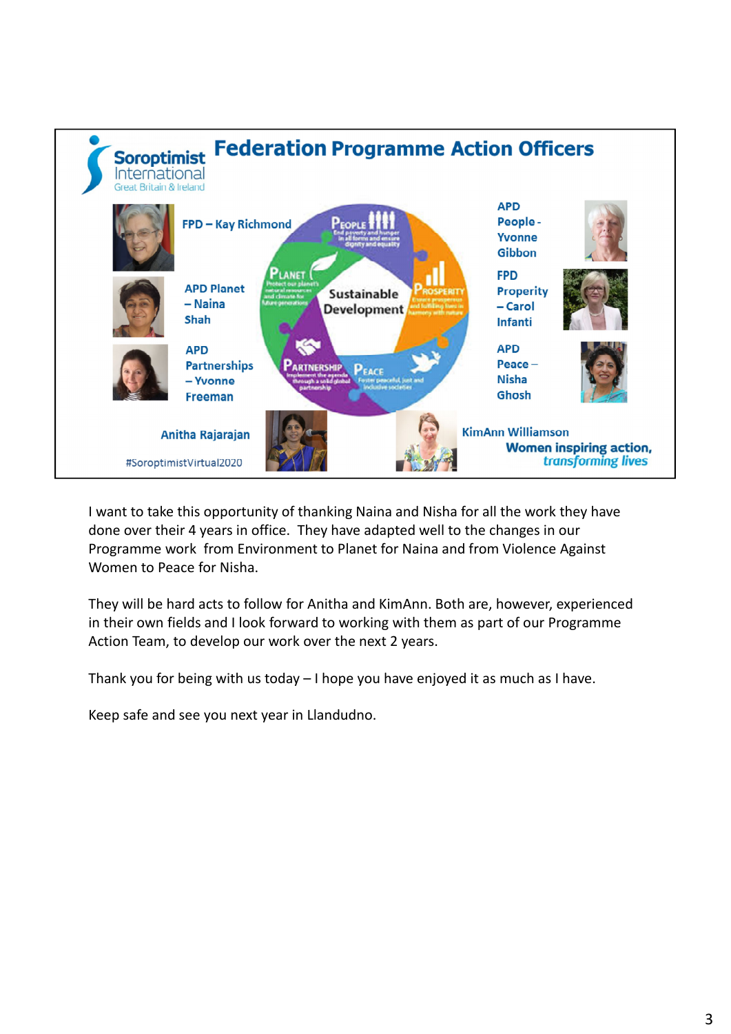# Federation Programme Action Officers

Soroptimist International
Great Britain & Ireland

FPD – Kay Richmond

APD Planet – Naina Shah

APD Partnerships – Yvonne Freeman

APD People - Yvonne Gibbon

FPD Properity – Carol Infanti

APD Peace – Nisha Ghosh

Anitha Rajarajan

KimAnn Williamson

#SoroptimistVirtual2020

Women inspiring action, *transforming lives*

I want to take this opportunity of thanking Naina and Nisha for all the work they have done over their 4 years in office. They have adapted well to the changes in our Programme work from Environment to Planet for Naina and from Violence Against Women to Peace for Nisha.

They will be hard acts to follow for Anitha and KimAnn. Both are, however, experienced in their own fields and I look forward to working with them as part of our Programme Action Team, to develop our work over the next 2 years.

Thank you for being with us today – I hope you have enjoyed it as much as I have.

Keep safe and see you next year in Llandudno.